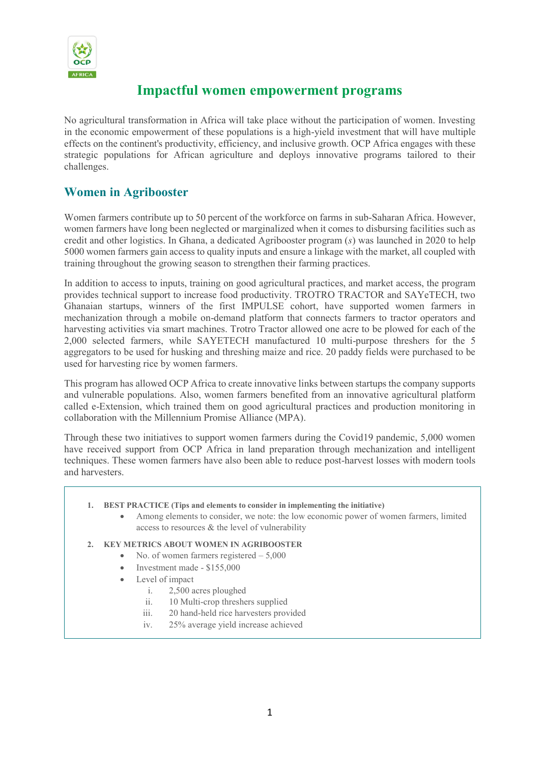# Impactful women empowerment programs

No agricultural transformation in Africa will take place without the participation of women. Investing in the economic empowerment of these populations is a high-yield investment that will have multiple effects on the continent's productivity, efficiency, and inclusive growth. OCP Africa engages with these strategic populations for African agriculture and deploys innovative programs tailored to their challenges.

## Women in Agribooster

Women farmers contribute up to 50 percent of the workforce on farms in sub-Saharan Africa. However, women farmers have long been neglected or marginalized when it comes to disbursing facilities such as credit and other logistics. In Ghana, a dedicated Agribooster program (*s*) was launched in 2020 to help 5000 women farmers gain access to quality inputs and ensure a linkage with the market, all coupled with training throughout the growing season to strengthen their farming practices.

In addition to access to inputs, training on good agricultural practices, and market access, the program provides technical support to increase food productivity. TROTRO TRACTOR and SAYeTECH, two Ghanaian startups, winners of the first IMPULSE cohort, have supported women farmers in mechanization through a mobile on-demand platform that connects farmers to tractor operators and harvesting activities via smart machines. Trotro Tractor allowed one acre to be plowed for each of the 2,000 selected farmers, while SAYETECH manufactured 10 multi-purpose threshers for the 5 aggregators to be used for husking and threshing maize and rice. 20 paddy fields were purchased to be used for harvesting rice by women farmers.

This program has allowed OCP Africa to create innovative links between startups the company supports and vulnerable populations. Also, women farmers benefited from an innovative agricultural platform called e-Extension, which trained them on good agricultural practices and production monitoring in collaboration with the Millennium Promise Alliance (MPA).

Through these two initiatives to support women farmers during the Covid19 pandemic, 5,000 women have received support from OCP Africa in land preparation through mechanization and intelligent techniques. These women farmers have also been able to reduce post-harvest losses with modern tools and harvesters.

1. **BEST PRACTICE (Tips and elements to consider in implementing the initiative)**
   - Among elements to consider, we note: the low economic power of women farmers, limited access to resources & the level of vulnerability
2. **KEY METRICS ABOUT WOMEN IN AGRIBOOSTER**
   - No. of women farmers registered – 5,000
   - Investment made - $155,000
   - Level of impact
     1. 2,500 acres ploughed
     2. 10 Multi-crop threshers supplied
     3. 20 hand-held rice harvesters provided
     4. 25% average yield increase achieved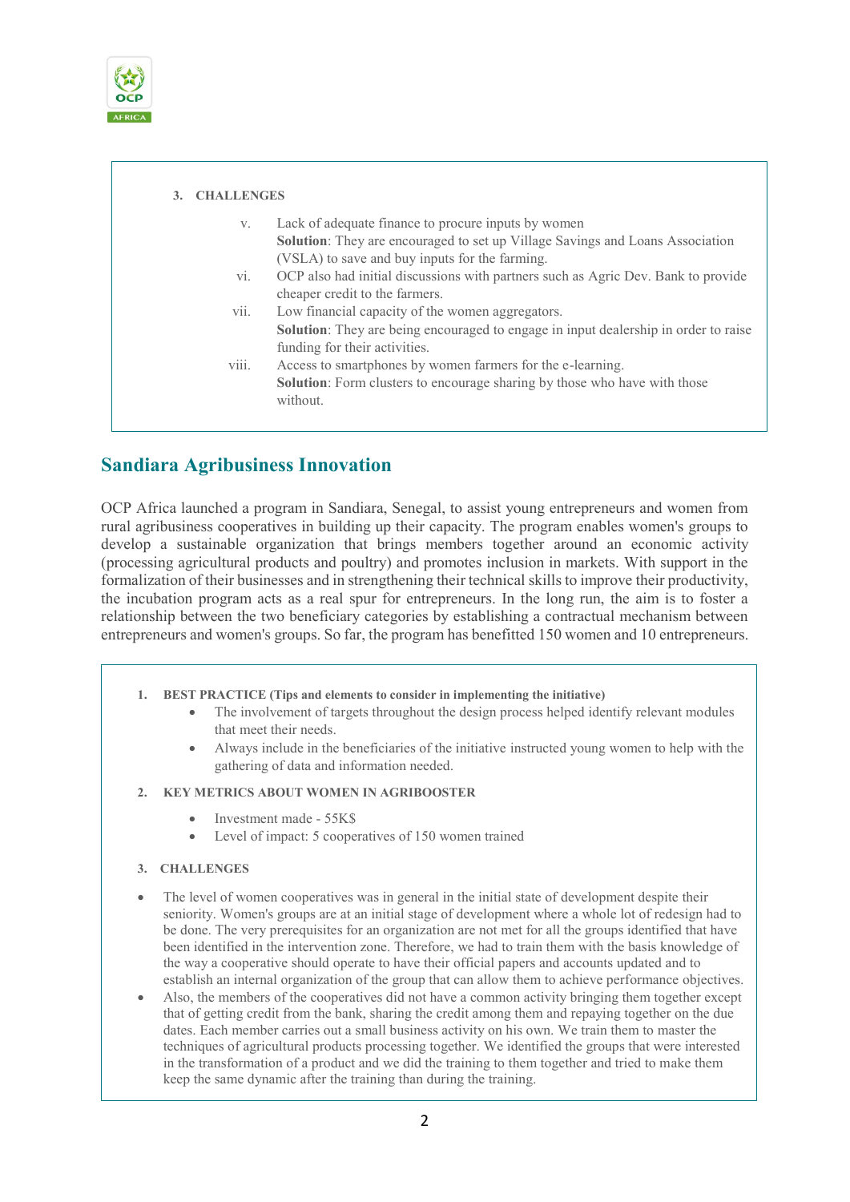**3. CHALLENGES**

v. Lack of adequate finance to procure inputs by women
**Solution**: They are encouraged to set up Village Savings and Loans Association (VSLA) to save and buy inputs for the farming.

vi. OCP also had initial discussions with partners such as Agric Dev. Bank to provide cheaper credit to the farmers.

vii. Low financial capacity of the women aggregators.
**Solution**: They are being encouraged to engage in input dealership in order to raise funding for their activities.

viii. Access to smartphones by women farmers for the e-learning.
**Solution**: Form clusters to encourage sharing by those who have with those without.

## Sandiara Agribusiness Innovation

OCP Africa launched a program in Sandiara, Senegal, to assist young entrepreneurs and women from rural agribusiness cooperatives in building up their capacity. The program enables women's groups to develop a sustainable organization that brings members together around an economic activity (processing agricultural products and poultry) and promotes inclusion in markets. With support in the formalization of their businesses and in strengthening their technical skills to improve their productivity, the incubation program acts as a real spur for entrepreneurs. In the long run, the aim is to foster a relationship between the two beneficiary categories by establishing a contractual mechanism between entrepreneurs and women's groups. So far, the program has benefitted 150 women and 10 entrepreneurs.

**1. BEST PRACTICE (Tips and elements to consider in implementing the initiative)**

- The involvement of targets throughout the design process helped identify relevant modules that meet their needs.
- Always include in the beneficiaries of the initiative instructed young women to help with the gathering of data and information needed.

**2. KEY METRICS ABOUT WOMEN IN AGRIBOOSTER**

- Investment made - 55K$
- Level of impact: 5 cooperatives of 150 women trained

**3. CHALLENGES**

- The level of women cooperatives was in general in the initial state of development despite their seniority. Women's groups are at an initial stage of development where a whole lot of redesign had to be done. The very prerequisites for an organization are not met for all the groups identified that have been identified in the intervention zone. Therefore, we had to train them with the basis knowledge of the way a cooperative should operate to have their official papers and accounts updated and to establish an internal organization of the group that can allow them to achieve performance objectives.
- Also, the members of the cooperatives did not have a common activity bringing them together except that of getting credit from the bank, sharing the credit among them and repaying together on the due dates. Each member carries out a small business activity on his own. We train them to master the techniques of agricultural products processing together. We identified the groups that were interested in the transformation of a product and we did the training to them together and tried to make them keep the same dynamic after the training than during the training.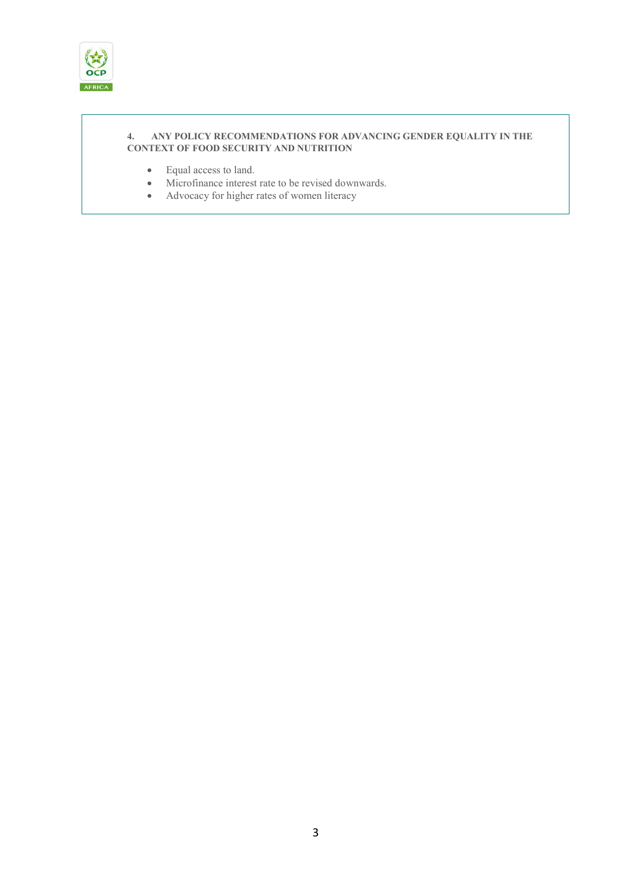### 4. ANY POLICY RECOMMENDATIONS FOR ADVANCING GENDER EQUALITY IN THE CONTEXT OF FOOD SECURITY AND NUTRITION

- Equal access to land.
- Microfinance interest rate to be revised downwards.
- Advocacy for higher rates of women literacy